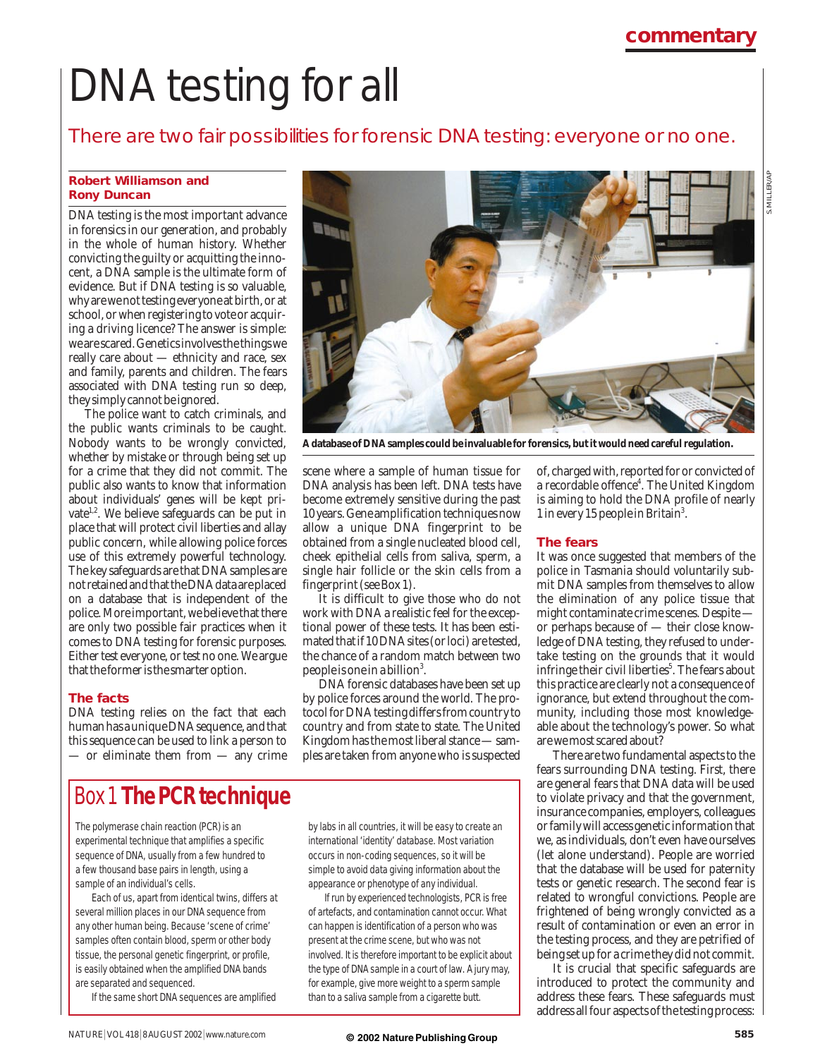commentary

# DNA testing for all

## There are two fair possibilities for forensic DNA testing: everyone or no one.

**Robert Williamson and Rony Duncan**

DNA testing is the most important advance in forensics in our generation, and probably in the whole of human history. Whether convicting the guilty or acquitting the innocent, a DNA sample is the ultimate form of evidence. But if DNA testing is so valuable, why are we not testing everyone at birth, or at school, or when registering to vote or acquiring a driving licence? The answer is simple: we are scared. Genetics involves the things we really care about — ethnicity and race, sex and family, parents and children. The fears associated with DNA testing run so deep, they simply cannot be ignored.

The police want to catch criminals, and the public wants criminals to be caught. Nobody wants to be wrongly convicted, whether by mistake or through being set up for a crime that they did not commit. The public also wants to know that information about individuals' genes will be kept private[1,2]. We believe safeguards can be put in place that will protect civil liberties and allay public concern, while allowing police forces use of this extremely powerful technology. The key safeguards are that DNA samples are not retained and that the DNA data are placed on a database that is independent of the police. More important, we believe that there are only two possible fair practices when it comes to DNA testing for forensic purposes. Either test everyone, or test no one. We argue that the former is the smarter option.

### The facts

DNA testing relies on the fact that each human has a unique DNA sequence, and that this sequence can be used to link a person to — or eliminate them from — any crime scene where a sample of human tissue for DNA analysis has been left. DNA tests have become extremely sensitive during the past 10 years. Gene amplification techniques now allow a unique DNA fingerprint to be obtained from a single nucleated blood cell, cheek epithelial cells from saliva, sperm, a single hair follicle or the skin cells from a fingerprint (see Box 1).

It is difficult to give those who do not work with DNA a realistic feel for the exceptional power of these tests. It has been estimated that if 10 DNA sites (or loci) are tested, the chance of a random match between two people is one in a billion[3].

DNA forensic databases have been set up by police forces around the world. The protocol for DNA testing differs from country to country and from state to state. The United Kingdom has the most liberal stance — samples are taken from anyone who is suspected of, charged with, reported for or convicted of a recordable offence[4]. The United Kingdom is aiming to hold the DNA profile of nearly 1 in every 15 people in Britain[3].

S. MILLER/AP

A database of DNA samples could be invaluable for forensics, but it would need careful regulation.

### The fears

It was once suggested that members of the police in Tasmania should voluntarily submit DNA samples from themselves to allow the elimination of any police tissue that might contaminate crime scenes. Despite — or perhaps because of — their close knowledge of DNA testing, they refused to undertake testing on the grounds that it would infringe their civil liberties[5]. The fears about this practice are clearly not a consequence of ignorance, but extend throughout the community, including those most knowledgeable about the technology's power. So what are we most scared about?

There are two fundamental aspects to the fears surrounding DNA testing. First, there are general fears that DNA data will be used to violate privacy and that the government, insurance companies, employers, colleagues or family will access genetic information that we, as individuals, don't even have ourselves (let alone understand). People are worried that the database will be used for paternity tests or genetic research. The second fear is related to wrongful convictions. People are frightened of being wrongly convicted as a result of contamination or even an error in the testing process, and they are petrified of being set up for a crime they did not commit.

It is crucial that specific safeguards are introduced to protect the community and address these fears. These safeguards must address all four aspects of the testing process:

> **Box 1 The PCR technique**
>
> The polymerase chain reaction (PCR) is an experimental technique that amplifies a specific sequence of DNA, usually from a few hundred to a few thousand base pairs in length, using a sample of an individual's cells.
>
> Each of us, apart from identical twins, differs at several million places in our DNA sequence from any other human being. Because 'scene of crime' samples often contain blood, sperm or other body tissue, the personal genetic fingerprint, or profile, is easily obtained when the amplified DNA bands are separated and sequenced.
>
> If the same short DNA sequences are amplified by labs in all countries, it will be easy to create an international 'identity' database. Most variation occurs in non-coding sequences, so it will be simple to avoid data giving information about the appearance or phenotype of any individual.
>
> If run by experienced technologists, PCR is free of artefacts, and contamination cannot occur. What can happen is identification of a person who was present at the crime scene, but who was not involved. It is therefore important to be explicit about the type of DNA sample in a court of law. A jury may, for example, give more weight to a sperm sample than to a saliva sample from a cigarette butt.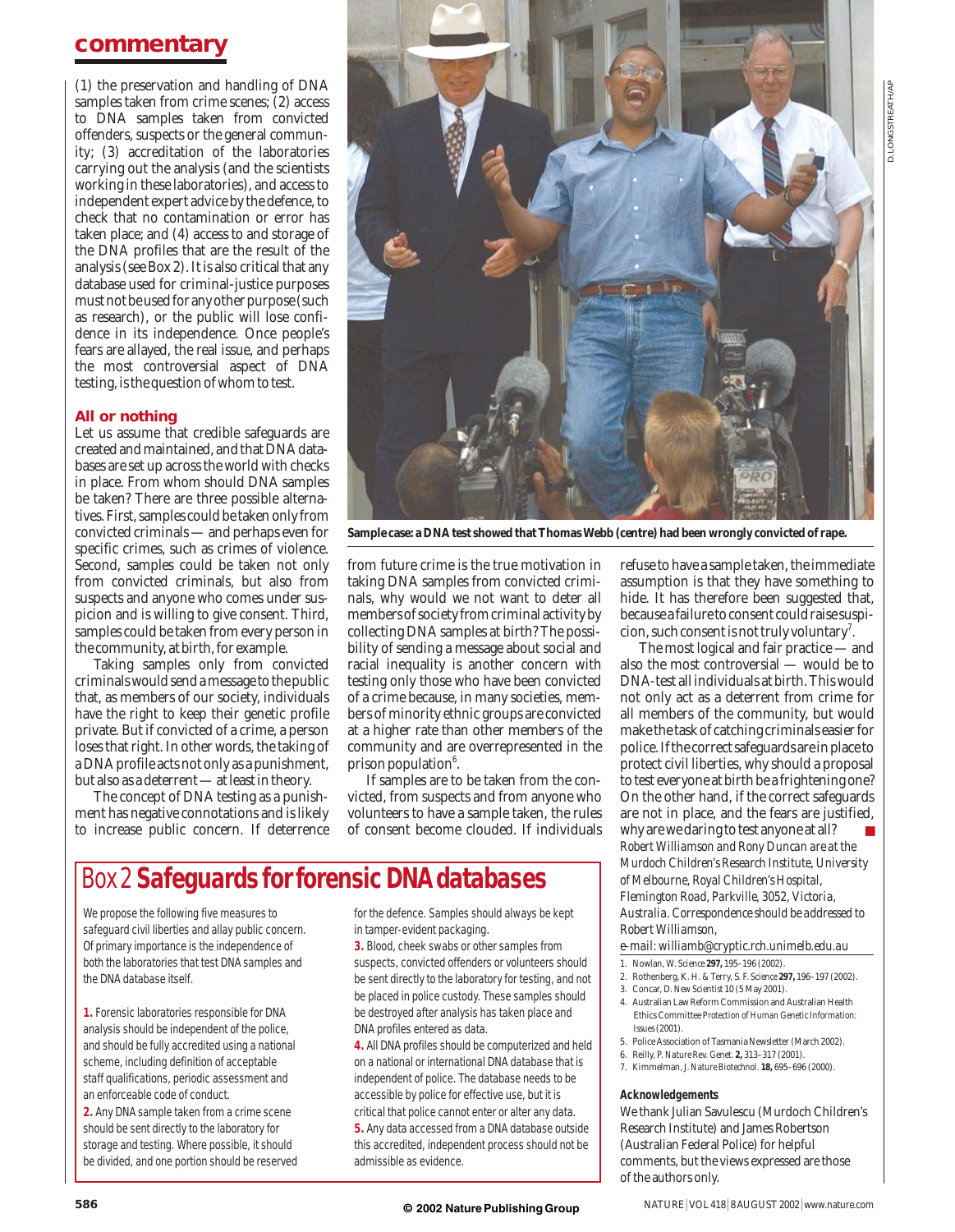(1) the preservation and handling of DNA samples taken from crime scenes; (2) access to DNA samples taken from convicted offenders, suspects or the general community; (3) accreditation of the laboratories carrying out the analysis (and the scientists working in these laboratories), and access to independent expert advice by the defence, to check that no contamination or error has taken place; and (4) access to and storage of the DNA profiles that are the result of the analysis (see Box 2). It is also critical that any database used for criminal-justice purposes must not be used for any other purpose (such as research), or the public will lose confidence in its independence. Once people's fears are allayed, the real issue, and perhaps the most controversial aspect of DNA testing, is the question of whom to test.

## All or nothing

Let us assume that credible safeguards are created and maintained, and that DNA databases are set up across the world with checks in place. From whom should DNA samples be taken? There are three possible alternatives. First, samples could be taken only from convicted criminals — and perhaps even for specific crimes, such as crimes of violence. Second, samples could be taken not only from convicted criminals, but also from suspects and anyone who comes under suspicion and is willing to give consent. Third, samples could be taken from every person in the community, at birth, for example.

Taking samples only from convicted criminals would send a message to the public that, as members of our society, individuals have the right to keep their genetic profile private. But if convicted of a crime, a person loses that right. In other words, the taking of a DNA profile acts not only as a punishment, but also as a deterrent — at least in theory.

The concept of DNA testing as a punishment has negative connotations and is likely to increase public concern. If deterrence from future crime is the true motivation in taking DNA samples from convicted criminals, why would we not want to deter all members of society from criminal activity by collecting DNA samples at birth? The possibility of sending a message about social and racial inequality is another concern with testing only those who have been convicted of a crime because, in many societies, members of minority ethnic groups are convicted at a higher rate than other members of the community and are overrepresented in the prison population[6].

If samples are to be taken from the convicted, from suspects and from anyone who volunteers to have a sample taken, the rules of consent become clouded. If individuals refuse to have a sample taken, the immediate assumption is that they have something to hide. It has therefore been suggested that, because a failure to consent could raise suspicion, such consent is not truly voluntary[7].

The most logical and fair practice — and also the most controversial — would be to DNA-test all individuals at birth. This would not only act as a deterrent from crime for all members of the community, but would make the task of catching criminals easier for police. If the correct safeguards are in place to protect civil liberties, why should a proposal to test everyone at birth be a frightening one? On the other hand, if the correct safeguards are not in place, and the fears are justified, why are we daring to test anyone at all?

*Robert Williamson and Rony Duncan are at the Murdoch Children's Research Institute, University of Melbourne, Royal Children's Hospital, Flemington Road, Parkville, 3052, Victoria, Australia. Correspondence should be addressed to Robert Williamson,*
*e-mail: williamb@cryptic.rch.unimelb.edu.au*

**Sample case: a DNA test showed that Thomas Webb (centre) had been wrongly convicted of rape.**

## Box 2 Safeguards for forensic DNA databases

We propose the following five measures to safeguard civil liberties and allay public concern. Of primary importance is the independence of both the laboratories that test DNA samples and the DNA database itself.

**1.** Forensic laboratories responsible for DNA analysis should be independent of the police, and should be fully accredited using a national scheme, including definition of acceptable staff qualifications, periodic assessment and an enforceable code of conduct.

**2.** Any DNA sample taken from a crime scene should be sent directly to the laboratory for storage and testing. Where possible, it should be divided, and one portion should be reserved for the defence. Samples should always be kept in tamper-evident packaging.

**3.** Blood, cheek swabs or other samples from suspects, convicted offenders or volunteers should be sent directly to the laboratory for testing, and not be placed in police custody. These samples should be destroyed after analysis has taken place and DNA profiles entered as data.

**4.** All DNA profiles should be computerized and held on a national or international DNA database that is independent of police. The database needs to be accessible by police for effective use, but it is critical that police cannot enter or alter any data.

**5.** Any data accessed from a DNA database outside this accredited, independent process should not be admissible as evidence.

1. Nowlan, W. *Science* **297,** 195–196 (2002).
2. Rothenberg, K. H. & Terry, S. F. *Science* **297,** 196–197 (2002).
3. Concar, D. *New Scientist* 10 (5 May 2001).
4. Australian Law Reform Commission and Australian Health Ethics Committee *Protection of Human Genetic Information: Issues* (2001).
5. Police Association of Tasmania Newsletter (March 2002).
6. Reilly, P. *Nature Rev. Genet.* **2,** 313–317 (2001).
7. Kimmelman, J. *Nature Biotechnol.* **18,** 695–696 (2000).

### Acknowledgements

We thank Julian Savulescu (Murdoch Children's Research Institute) and James Robertson (Australian Federal Police) for helpful comments, but the views expressed are those of the authors only.